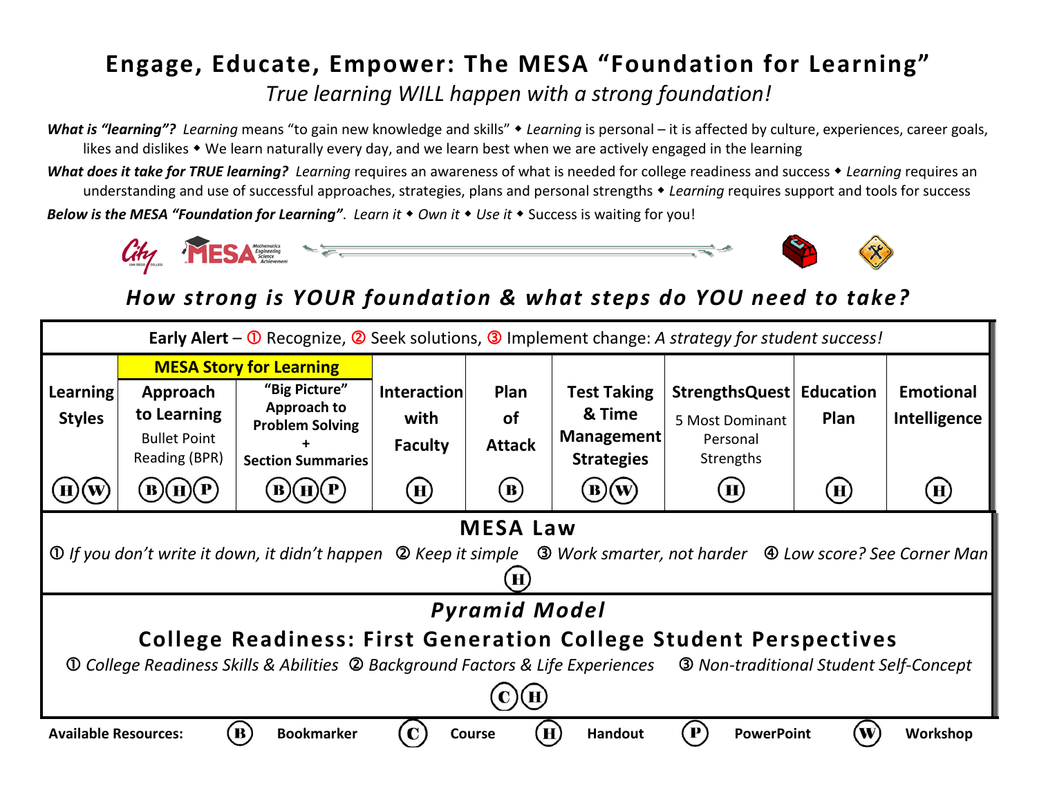# Engage, Educate, Empower: The MESA "Foundation for Learning"

*True learning WILL happen with a strong foundation!*

***What is "learning"?*** *Learning* means "to gain new knowledge and skills" ◆ *Learning* is personal – it is affected by culture, experiences, career goals, likes and dislikes ◆ We learn naturally every day, and we learn best when we are actively engaged in the learning

***What does it take for TRUE learning?*** *Learning* requires an awareness of what is needed for college readiness and success ◆ *Learning* requires an understanding and use of successful approaches, strategies, plans and personal strengths ◆ *Learning* requires support and tools for success

***Below is the MESA "Foundation for Learning"***. *Learn it* ◆ *Own it* ◆ *Use it* ◆ Success is waiting for you!

## *How strong is YOUR foundation & what steps do YOU need to take?*

**Early Alert** – ① Recognize, ② Seek solutions, ③ Implement change: *A strategy for student success!*

| Learning Styles | MESA Story for Learning | | Interaction with Faculty | Plan of Attack | Test Taking & Time Management Strategies | StrengthsQuest | Education Plan | Emotional Intelligence |
|---|---|---|---|---|---|---|---|---|
| | **Approach to Learning** Bullet Point Reading (BPR) | **"Big Picture" Approach to Problem Solving + Section Summaries** | | | | 5 Most Dominant Personal Strengths | | |
| (H)(W) | (B)(H)(P) | (B)(H)(P) | (H) | (B) | (B)(W) | (H) | (H) | (H) |

### MESA Law

① *If you don't write it down, it didn't happen* ② *Keep it simple* ③ *Work smarter, not harder* ④ *Low score? See Corner Man*

(H)

### *Pyramid Model*

### College Readiness: First Generation College Student Perspectives

① *College Readiness Skills & Abilities* ② *Background Factors & Life Experiences* ③ *Non-traditional Student Self-Concept*

(C)(H)

**Available Resources:** (B) **Bookmarker** (C) **Course** (H) **Handout** (P) **PowerPoint** (W) **Workshop**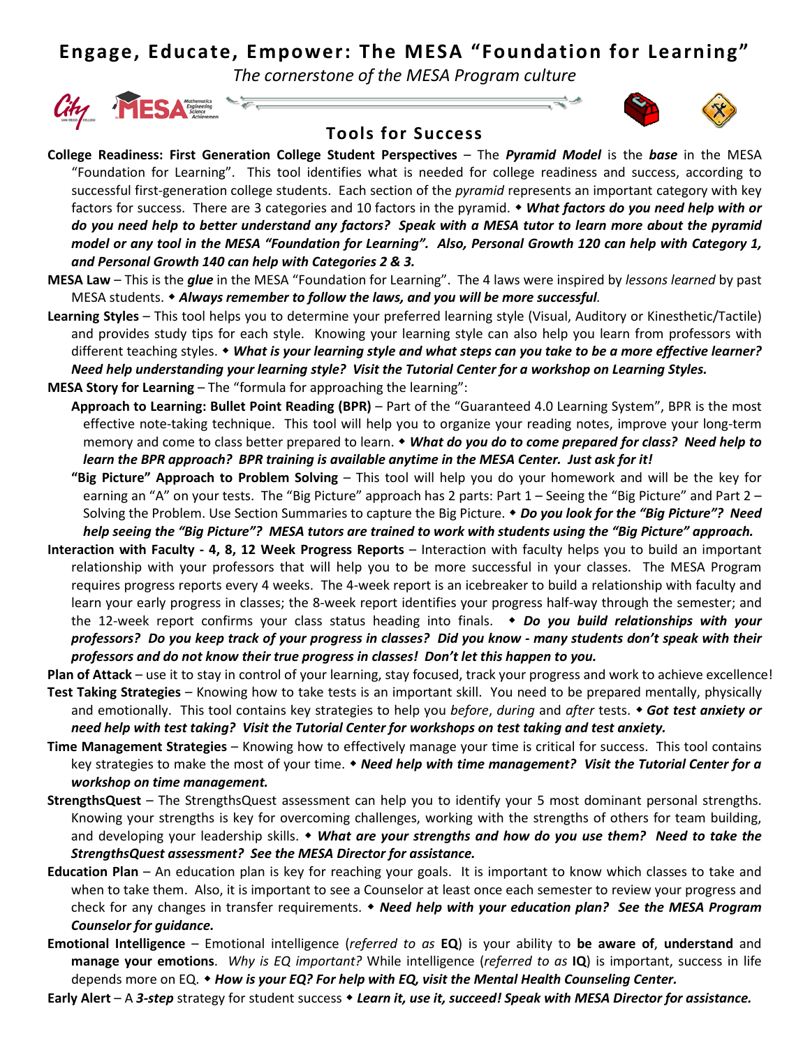# Engage, Educate, Empower: The MESA "Foundation for Learning"

*The cornerstone of the MESA Program culture*

## Tools for Success

**College Readiness: First Generation College Student Perspectives** – The ***Pyramid Model*** is the ***base*** in the MESA "Foundation for Learning". This tool identifies what is needed for college readiness and success, according to successful first-generation college students. Each section of the *pyramid* represents an important category with key factors for success. There are 3 categories and 10 factors in the pyramid. ◆ ***What factors do you need help with or do you need help to better understand any factors? Speak with a MESA tutor to learn more about the pyramid model or any tool in the MESA "Foundation for Learning". Also, Personal Growth 120 can help with Category 1, and Personal Growth 140 can help with Categories 2 & 3.***

**MESA Law** – This is the ***glue*** in the MESA "Foundation for Learning". The 4 laws were inspired by *lessons learned* by past MESA students. ◆ ***Always remember to follow the laws, and you will be more successful.***

**Learning Styles** – This tool helps you to determine your preferred learning style (Visual, Auditory or Kinesthetic/Tactile) and provides study tips for each style. Knowing your learning style can also help you learn from professors with different teaching styles. ◆ ***What is your learning style and what steps can you take to be a more effective learner? Need help understanding your learning style? Visit the Tutorial Center for a workshop on Learning Styles.***

**MESA Story for Learning** – The "formula for approaching the learning":

- **Approach to Learning: Bullet Point Reading (BPR)** – Part of the "Guaranteed 4.0 Learning System", BPR is the most effective note-taking technique. This tool will help you to organize your reading notes, improve your long-term memory and come to class better prepared to learn. ◆ ***What do you do to come prepared for class? Need help to learn the BPR approach? BPR training is available anytime in the MESA Center. Just ask for it!***
- **"Big Picture" Approach to Problem Solving** – This tool will help you do your homework and will be the key for earning an "A" on your tests. The "Big Picture" approach has 2 parts: Part 1 – Seeing the "Big Picture" and Part 2 – Solving the Problem. Use Section Summaries to capture the Big Picture. ◆ ***Do you look for the "Big Picture"? Need help seeing the "Big Picture"? MESA tutors are trained to work with students using the "Big Picture" approach.***

**Interaction with Faculty - 4, 8, 12 Week Progress Reports** – Interaction with faculty helps you to build an important relationship with your professors that will help you to be more successful in your classes. The MESA Program requires progress reports every 4 weeks. The 4-week report is an icebreaker to build a relationship with faculty and learn your early progress in classes; the 8-week report identifies your progress half-way through the semester; and the 12-week report confirms your class status heading into finals. ◆ ***Do you build relationships with your professors? Do you keep track of your progress in classes? Did you know - many students don't speak with their professors and do not know their true progress in classes! Don't let this happen to you.***

**Plan of Attack** – use it to stay in control of your learning, stay focused, track your progress and work to achieve excellence!

**Test Taking Strategies** – Knowing how to take tests is an important skill. You need to be prepared mentally, physically and emotionally. This tool contains key strategies to help you *before*, *during* and *after* tests. ◆ ***Got test anxiety or need help with test taking? Visit the Tutorial Center for workshops on test taking and test anxiety.***

**Time Management Strategies** – Knowing how to effectively manage your time is critical for success. This tool contains key strategies to make the most of your time. ◆ ***Need help with time management? Visit the Tutorial Center for a workshop on time management.***

**StrengthsQuest** – The StrengthsQuest assessment can help you to identify your 5 most dominant personal strengths. Knowing your strengths is key for overcoming challenges, working with the strengths of others for team building, and developing your leadership skills. ◆ ***What are your strengths and how do you use them? Need to take the StrengthsQuest assessment? See the MESA Director for assistance.***

**Education Plan** – An education plan is key for reaching your goals. It is important to know which classes to take and when to take them. Also, it is important to see a Counselor at least once each semester to review your progress and check for any changes in transfer requirements. ◆ ***Need help with your education plan? See the MESA Program Counselor for guidance.***

**Emotional Intelligence** – Emotional intelligence (*referred to as* **EQ**) is your ability to **be aware of**, **understand** and **manage your emotions**. *Why is EQ important?* While intelligence (*referred to as* **IQ**) is important, success in life depends more on EQ. ◆ ***How is your EQ? For help with EQ, visit the Mental Health Counseling Center.***

**Early Alert** – A ***3-step*** strategy for student success ◆ ***Learn it, use it, succeed! Speak with MESA Director for assistance.***